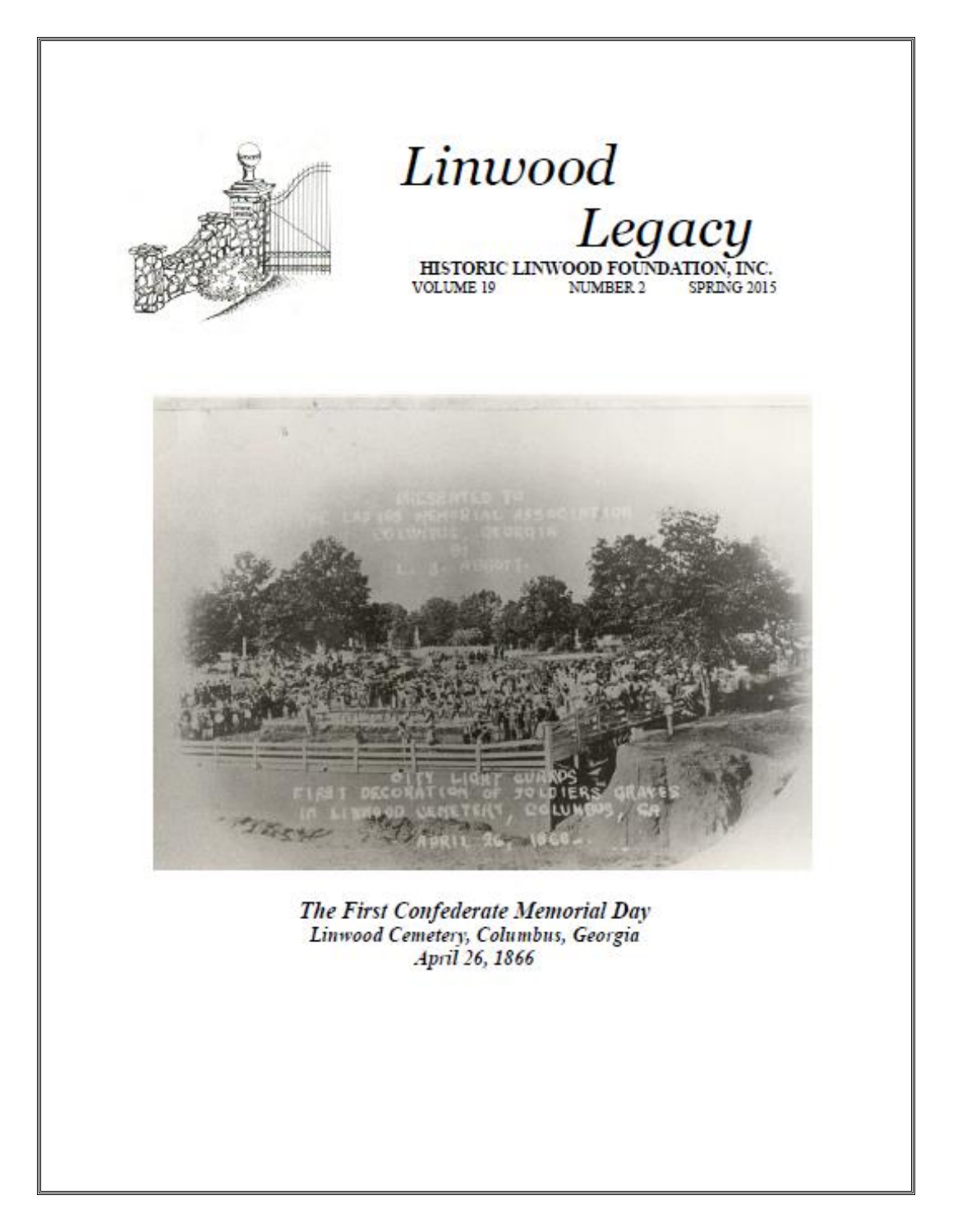# Linwood Legacy

HISTORIC LINWOOD FOUNDATION, INC.

VOLUME 19 NUMBER 2 SPRING 2015

*The First Confederate Memorial Day*
*Linwood Cemetery, Columbus, Georgia*
*April 26, 1866*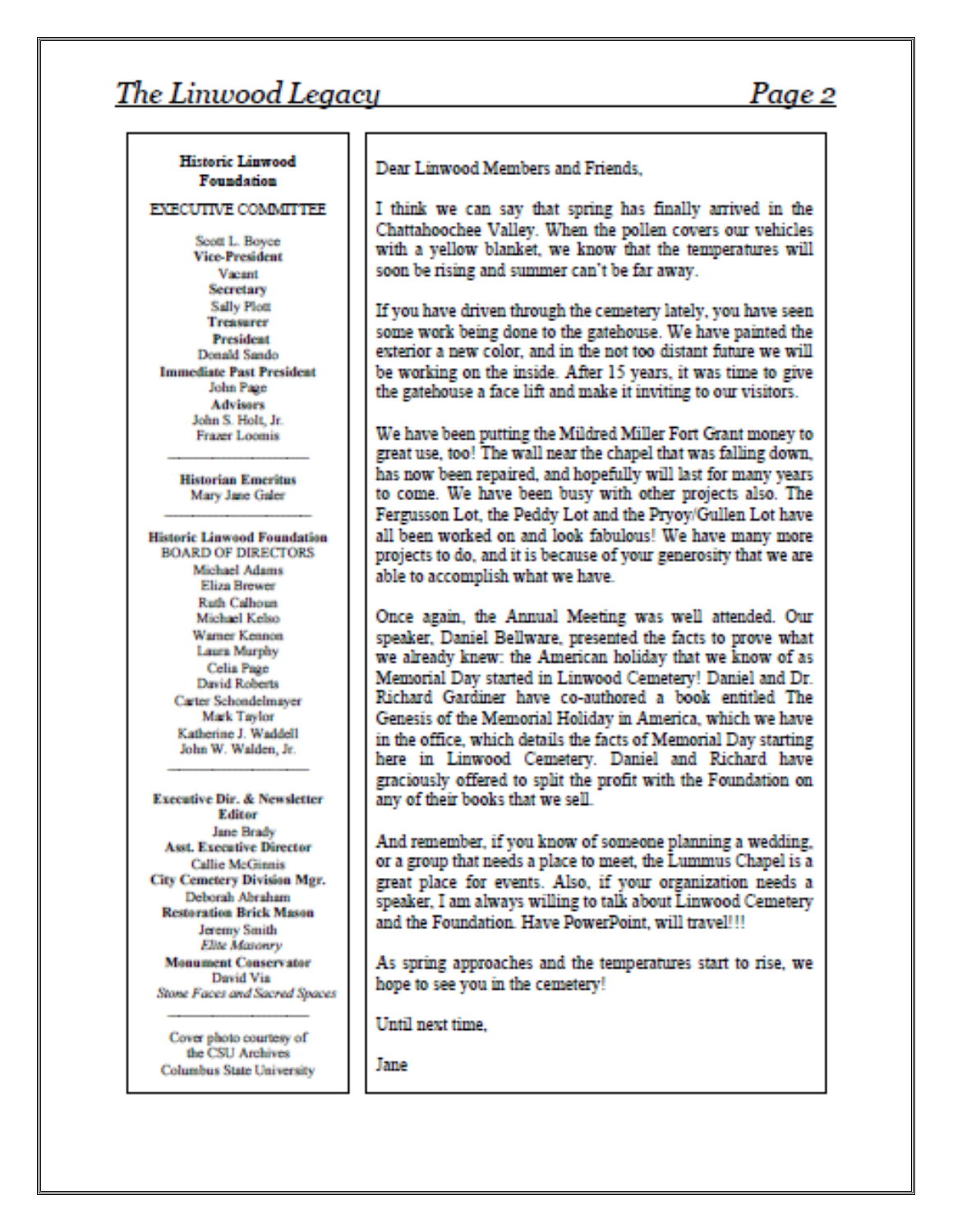**Historic Linwood Foundation**

EXECUTIVE COMMITTEE

Scott L. Boyce
**Vice-President**
Vacant
**Secretary**
Sally Plott
**Treasurer**
**President**
Donald Sando
**Immediate Past President**
John Page
**Advisors**
John S. Holt, Jr.
Frazer Loomis

---

**Historian Emeritus**
Mary Jane Galer

---

**Historic Linwood Foundation**
BOARD OF DIRECTORS
Michael Adams
Eliza Brewer
Ruth Calhoun
Michael Kelso
Warner Kennon
Laura Murphy
Celia Page
David Roberts
Carter Schondelmayer
Mark Taylor
Katherine J. Waddell
John W. Walden, Jr.

---

**Executive Dir. & Newsletter Editor**
Jane Brady
**Asst. Executive Director**
Callie McGinnis
**City Cemetery Division Mgr.**
Deborah Abraham
**Restoration Brick Mason**
Jeremy Smith
*Elite Masonry*
**Monument Conservator**
David Via
*Stone Faces and Sacred Spaces*

---

Cover photo courtesy of the CSU Archives Columbus State University

---

Dear Linwood Members and Friends,

I think we can say that spring has finally arrived in the Chattahoochee Valley. When the pollen covers our vehicles with a yellow blanket, we know that the temperatures will soon be rising and summer can't be far away.

If you have driven through the cemetery lately, you have seen some work being done to the gatehouse. We have painted the exterior a new color, and in the not too distant future we will be working on the inside. After 15 years, it was time to give the gatehouse a face lift and make it inviting to our visitors.

We have been putting the Mildred Miller Fort Grant money to great use, too! The wall near the chapel that was falling down, has now been repaired, and hopefully will last for many years to come. We have been busy with other projects also. The Fergusson Lot, the Peddy Lot and the Pryoy/Gullen Lot have all been worked on and look fabulous! We have many more projects to do, and it is because of your generosity that we are able to accomplish what we have.

Once again, the Annual Meeting was well attended. Our speaker, Daniel Bellware, presented the facts to prove what we already knew: the American holiday that we know of as Memorial Day started in Linwood Cemetery! Daniel and Dr. Richard Gardiner have co-authored a book entitled The Genesis of the Memorial Holiday in America, which we have in the office, which details the facts of Memorial Day starting here in Linwood Cemetery. Daniel and Richard have graciously offered to split the profit with the Foundation on any of their books that we sell.

And remember, if you know of someone planning a wedding, or a group that needs a place to meet, the Lummus Chapel is a great place for events. Also, if your organization needs a speaker, I am always willing to talk about Linwood Cemetery and the Foundation. Have PowerPoint, will travel!!!

As spring approaches and the temperatures start to rise, we hope to see you in the cemetery!

Until next time,

Jane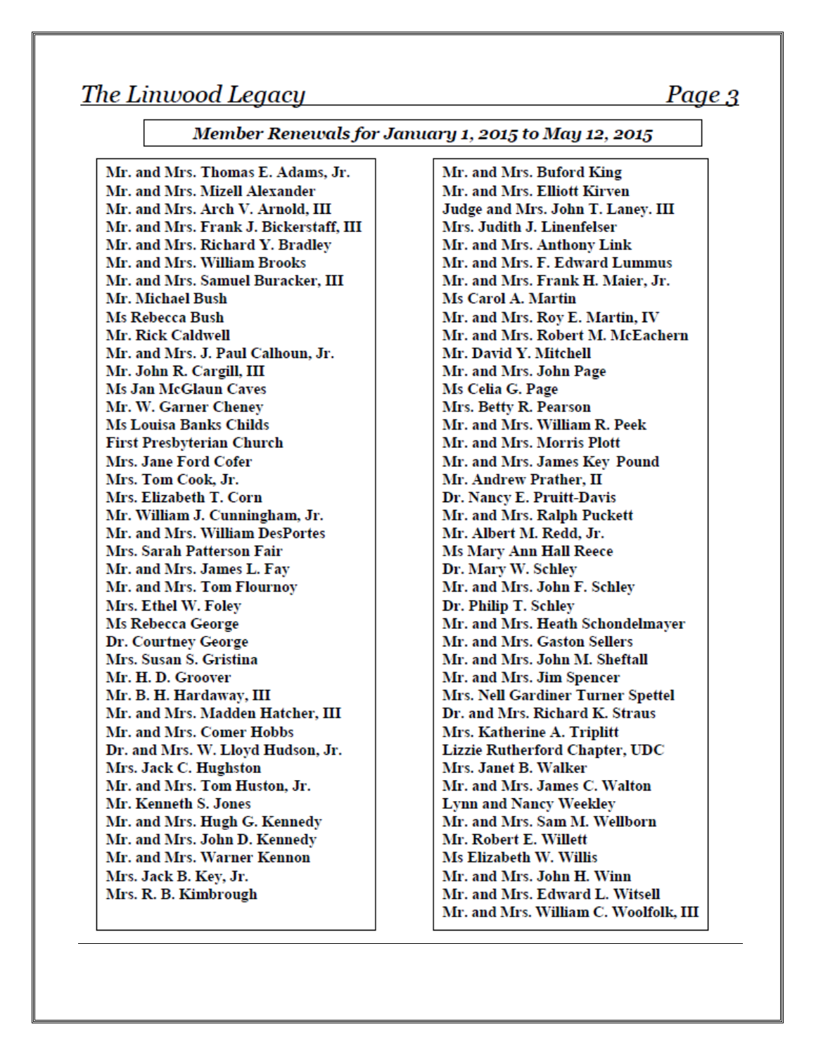## Member Renewals for January 1, 2015 to May 12, 2015

Mr. and Mrs. Thomas E. Adams, Jr.
Mr. and Mrs. Mizell Alexander
Mr. and Mrs. Arch V. Arnold, III
Mr. and Mrs. Frank J. Bickerstaff, III
Mr. and Mrs. Richard Y. Bradley
Mr. and Mrs. William Brooks
Mr. and Mrs. Samuel Buracker, III
Mr. Michael Bush
Ms Rebecca Bush
Mr. Rick Caldwell
Mr. and Mrs. J. Paul Calhoun, Jr.
Mr. John R. Cargill, III
Ms Jan McGlaun Caves
Mr. W. Garner Cheney
Ms Louisa Banks Childs
First Presbyterian Church
Mrs. Jane Ford Cofer
Mrs. Tom Cook, Jr.
Mrs. Elizabeth T. Corn
Mr. William J. Cunningham, Jr.
Mr. and Mrs. William DesPortes
Mrs. Sarah Patterson Fair
Mr. and Mrs. James L. Fay
Mr. and Mrs. Tom Flournoy
Mrs. Ethel W. Foley
Ms Rebecca George
Dr. Courtney George
Mrs. Susan S. Gristina
Mr. H. D. Groover
Mr. B. H. Hardaway, III
Mr. and Mrs. Madden Hatcher, III
Mr. and Mrs. Comer Hobbs
Dr. and Mrs. W. Lloyd Hudson, Jr.
Mrs. Jack C. Hughston
Mr. and Mrs. Tom Huston, Jr.
Mr. Kenneth S. Jones
Mr. and Mrs. Hugh G. Kennedy
Mr. and Mrs. John D. Kennedy
Mr. and Mrs. Warner Kennon
Mrs. Jack B. Key, Jr.
Mrs. R. B. Kimbrough
Mr. and Mrs. Buford King
Mr. and Mrs. Elliott Kirven
Judge and Mrs. John T. Laney. III
Mrs. Judith J. Linenfelser
Mr. and Mrs. Anthony Link
Mr. and Mrs. F. Edward Lummus
Mr. and Mrs. Frank H. Maier, Jr.
Ms Carol A. Martin
Mr. and Mrs. Roy E. Martin, IV
Mr. and Mrs. Robert M. McEachern
Mr. David Y. Mitchell
Mr. and Mrs. John Page
Ms Celia G. Page
Mrs. Betty R. Pearson
Mr. and Mrs. William R. Peek
Mr. and Mrs. Morris Plott
Mr. and Mrs. James Key Pound
Mr. Andrew Prather, II
Dr. Nancy E. Pruitt-Davis
Mr. and Mrs. Ralph Puckett
Mr. Albert M. Redd, Jr.
Ms Mary Ann Hall Reece
Dr. Mary W. Schley
Mr. and Mrs. John F. Schley
Dr. Philip T. Schley
Mr. and Mrs. Heath Schondelmayer
Mr. and Mrs. Gaston Sellers
Mr. and Mrs. John M. Sheftall
Mr. and Mrs. Jim Spencer
Mrs. Nell Gardiner Turner Spettel
Dr. and Mrs. Richard K. Straus
Mrs. Katherine A. Triplitt
Lizzie Rutherford Chapter, UDC
Mrs. Janet B. Walker
Mr. and Mrs. James C. Walton
Lynn and Nancy Weekley
Mr. and Mrs. Sam M. Wellborn
Mr. Robert E. Willett
Ms Elizabeth W. Willis
Mr. and Mrs. John H. Winn
Mr. and Mrs. Edward L. Witsell
Mr. and Mrs. William C. Woolfolk, III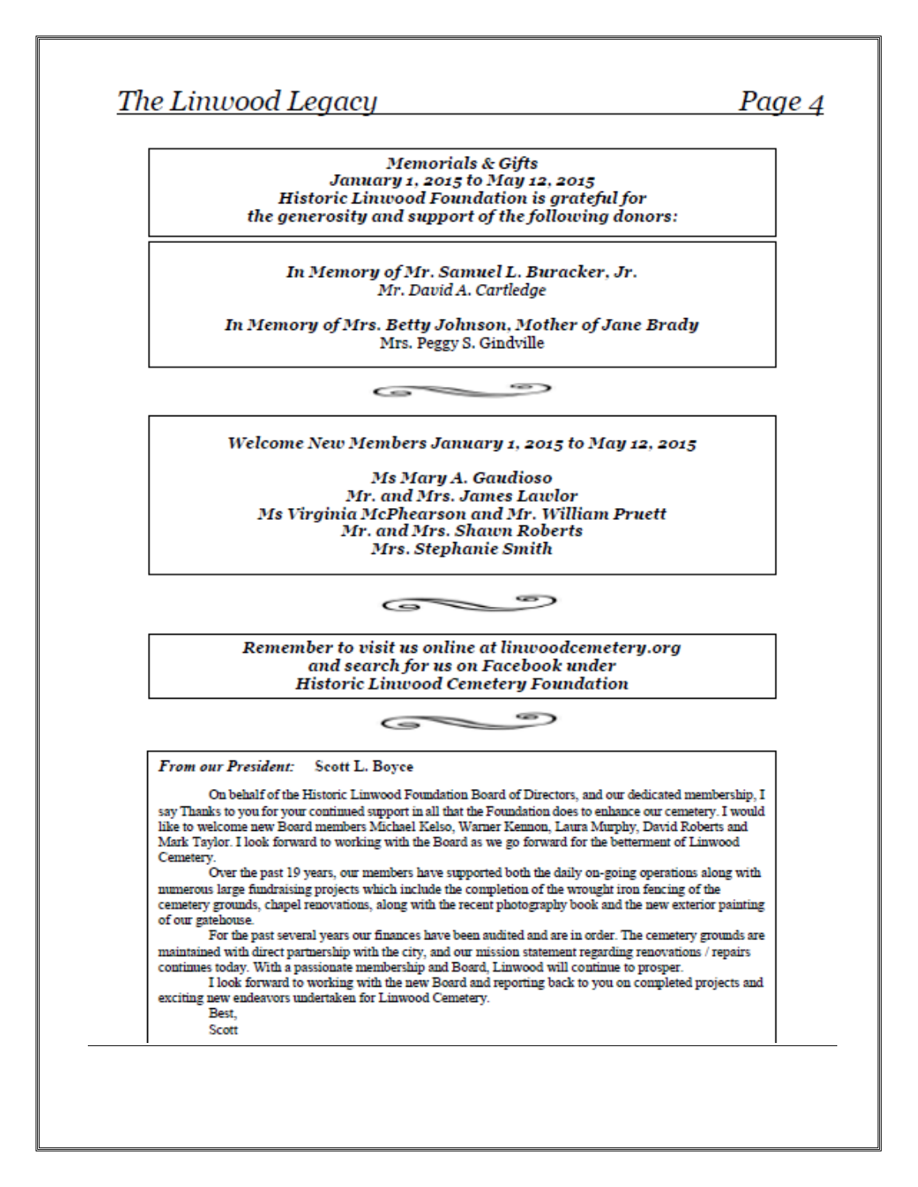***Memorials & Gifts***
***January 1, 2015 to May 12, 2015***
***Historic Linwood Foundation is grateful for the generosity and support of the following donors:***

***In Memory of Mr. Samuel L. Buracker, Jr.***
*Mr. David A. Cartledge*

***In Memory of Mrs. Betty Johnson, Mother of Jane Brady***
Mrs. Peggy S. Gindville

***Welcome New Members January 1, 2015 to May 12, 2015***

***Ms Mary A. Gaudioso***
***Mr. and Mrs. James Lawlor***
***Ms Virginia McPhearson and Mr. William Pruett***
***Mr. and Mrs. Shawn Roberts***
***Mrs. Stephanie Smith***

***Remember to visit us online at linwoodcemetery.org and search for us on Facebook under Historic Linwood Cemetery Foundation***

***From our President:*** **Scott L. Boyce**

On behalf of the Historic Linwood Foundation Board of Directors, and our dedicated membership, I say Thanks to you for your continued support in all that the Foundation does to enhance our cemetery. I would like to welcome new Board members Michael Kelso, Warner Kennon, Laura Murphy, David Roberts and Mark Taylor. I look forward to working with the Board as we go forward for the betterment of Linwood Cemetery.

Over the past 19 years, our members have supported both the daily on-going operations along with numerous large fundraising projects which include the completion of the wrought iron fencing of the cemetery grounds, chapel renovations, along with the recent photography book and the new exterior painting of our gatehouse.

For the past several years our finances have been audited and are in order. The cemetery grounds are maintained with direct partnership with the city, and our mission statement regarding renovations / repairs continues today. With a passionate membership and Board, Linwood will continue to prosper.

I look forward to working with the new Board and reporting back to you on completed projects and exciting new endeavors undertaken for Linwood Cemetery.

Best,
Scott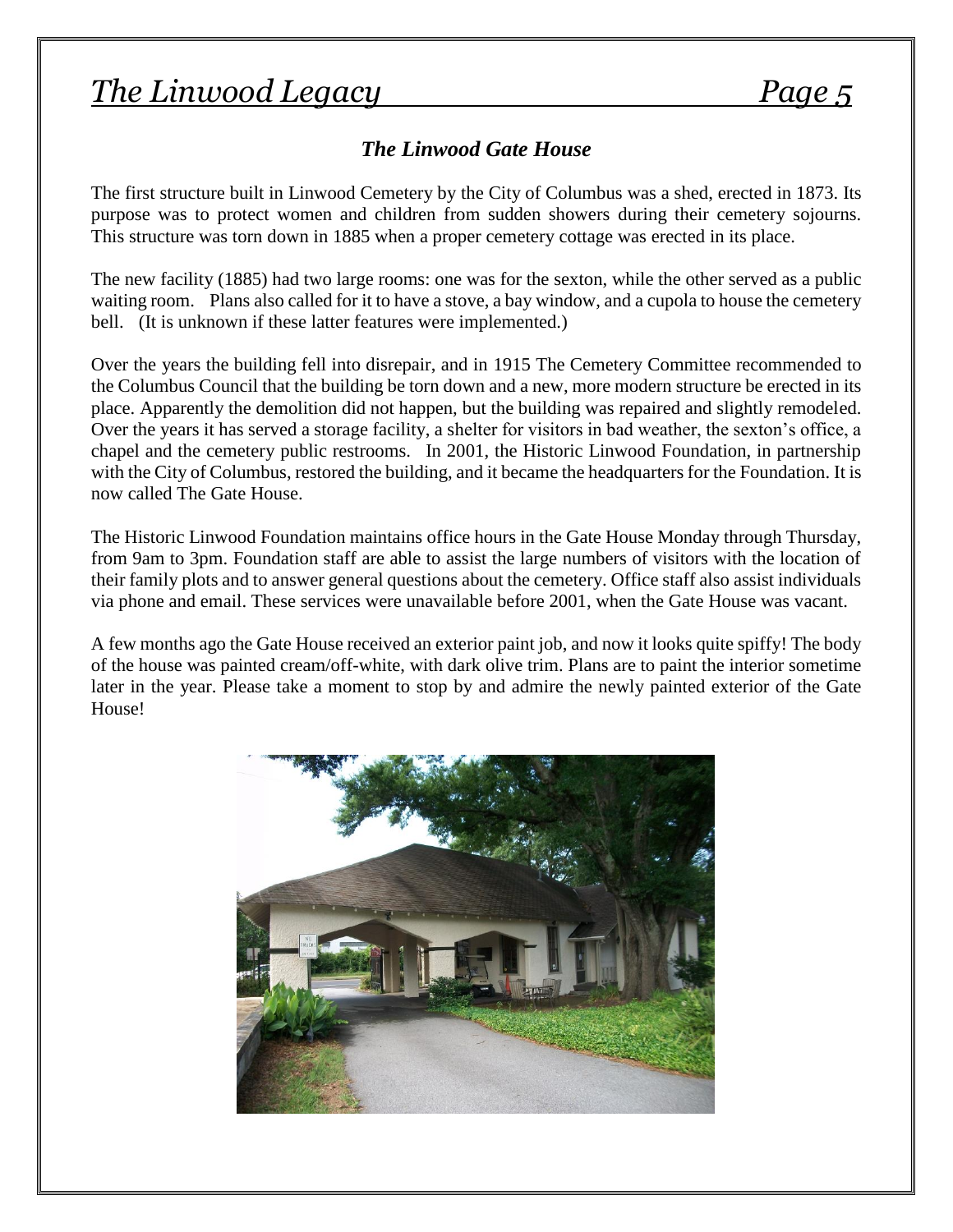### *The Linwood Gate House*

The first structure built in Linwood Cemetery by the City of Columbus was a shed, erected in 1873. Its purpose was to protect women and children from sudden showers during their cemetery sojourns. This structure was torn down in 1885 when a proper cemetery cottage was erected in its place.

The new facility (1885) had two large rooms: one was for the sexton, while the other served as a public waiting room. Plans also called for it to have a stove, a bay window, and a cupola to house the cemetery bell. (It is unknown if these latter features were implemented.)

Over the years the building fell into disrepair, and in 1915 The Cemetery Committee recommended to the Columbus Council that the building be torn down and a new, more modern structure be erected in its place. Apparently the demolition did not happen, but the building was repaired and slightly remodeled. Over the years it has served a storage facility, a shelter for visitors in bad weather, the sexton's office, a chapel and the cemetery public restrooms. In 2001, the Historic Linwood Foundation, in partnership with the City of Columbus, restored the building, and it became the headquarters for the Foundation. It is now called The Gate House.

The Historic Linwood Foundation maintains office hours in the Gate House Monday through Thursday, from 9am to 3pm. Foundation staff are able to assist the large numbers of visitors with the location of their family plots and to answer general questions about the cemetery. Office staff also assist individuals via phone and email. These services were unavailable before 2001, when the Gate House was vacant.

A few months ago the Gate House received an exterior paint job, and now it looks quite spiffy! The body of the house was painted cream/off-white, with dark olive trim. Plans are to paint the interior sometime later in the year. Please take a moment to stop by and admire the newly painted exterior of the Gate House!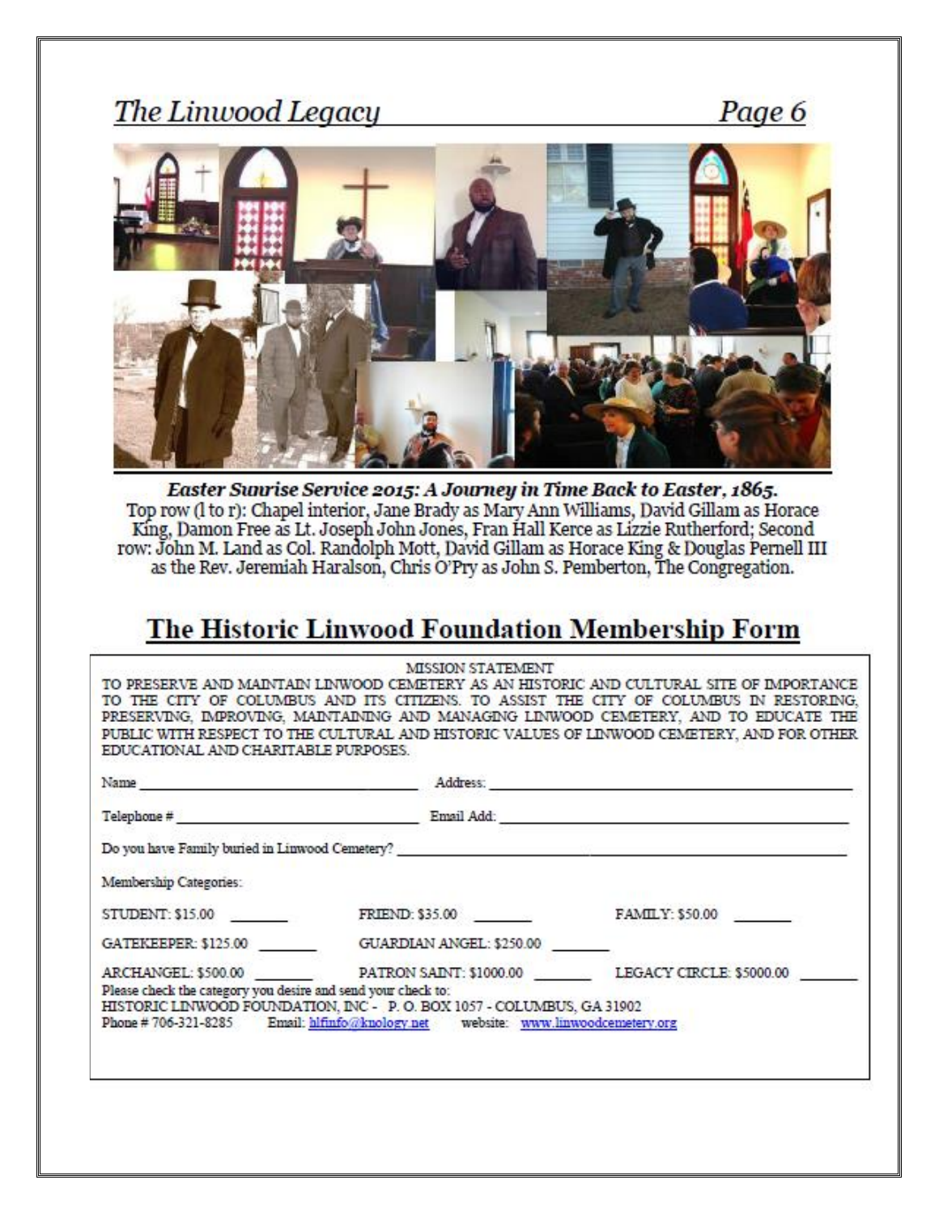*Easter Sunrise Service 2015: A Journey in Time Back to Easter, 1865.*
Top row (l to r): Chapel interior, Jane Brady as Mary Ann Williams, David Gillam as Horace King, Damon Free as Lt. Joseph John Jones, Fran Hall Kerce as Lizzie Rutherford; Second row: John M. Land as Col. Randolph Mott, David Gillam as Horace King & Douglas Pernell III as the Rev. Jeremiah Haralson, Chris O'Pry as John S. Pemberton, The Congregation.

## The Historic Linwood Foundation Membership Form

MISSION STATEMENT

TO PRESERVE AND MAINTAIN LINWOOD CEMETERY AS AN HISTORIC AND CULTURAL SITE OF IMPORTANCE TO THE CITY OF COLUMBUS AND ITS CITIZENS. TO ASSIST THE CITY OF COLUMBUS IN RESTORING, PRESERVING, IMPROVING, MAINTAINING AND MANAGING LINWOOD CEMETERY, AND TO EDUCATE THE PUBLIC WITH RESPECT TO THE CULTURAL AND HISTORIC VALUES OF LINWOOD CEMETERY, AND FOR OTHER EDUCATIONAL AND CHARITABLE PURPOSES.

Name ____________________ Address: ____________________

Telephone # ____________________ Email Add: ____________________

Do you have Family buried in Linwood Cemetery? ____________________

Membership Categories:

STUDENT: $15.00 _______ FRIEND: $35.00 _______ FAMILY: $50.00 _______

GATEKEEPER: $125.00 _______ GUARDIAN ANGEL: $250.00 _______

ARCHANGEL: $500.00 _______ PATRON SAINT: $1000.00 _______ LEGACY CIRCLE: $5000.00 _______

Please check the category you desire and send your check to:
HISTORIC LINWOOD FOUNDATION, INC - P. O. BOX 1057 - COLUMBUS, GA 31902
Phone # 706-321-8285 Email: hlfinfo@knology.net website: www.linwoodcemetery.org